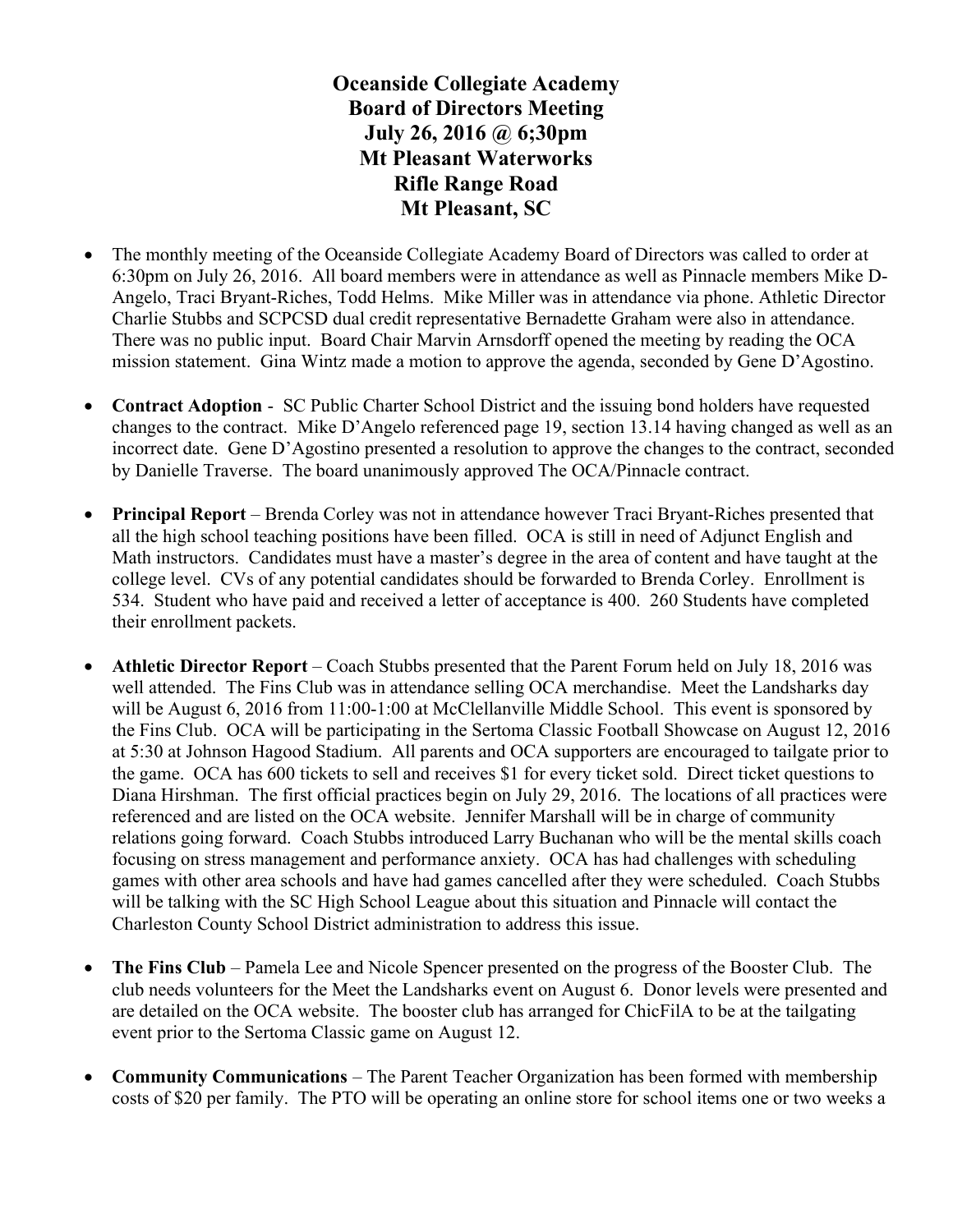# Oceanside Collegiate Academy
# Board of Directors Meeting
# July 26, 2016 @ 6;30pm
# Mt Pleasant Waterworks
# Rifle Range Road
# Mt Pleasant, SC

- The monthly meeting of the Oceanside Collegiate Academy Board of Directors was called to order at 6:30pm on July 26, 2016. All board members were in attendance as well as Pinnacle members Mike D-Angelo, Traci Bryant-Riches, Todd Helms. Mike Miller was in attendance via phone. Athletic Director Charlie Stubbs and SCPCSD dual credit representative Bernadette Graham were also in attendance. There was no public input. Board Chair Marvin Arnsdorff opened the meeting by reading the OCA mission statement. Gina Wintz made a motion to approve the agenda, seconded by Gene D'Agostino.

- **Contract Adoption** - SC Public Charter School District and the issuing bond holders have requested changes to the contract. Mike D'Angelo referenced page 19, section 13.14 having changed as well as an incorrect date. Gene D'Agostino presented a resolution to approve the changes to the contract, seconded by Danielle Traverse. The board unanimously approved The OCA/Pinnacle contract.

- **Principal Report** – Brenda Corley was not in attendance however Traci Bryant-Riches presented that all the high school teaching positions have been filled. OCA is still in need of Adjunct English and Math instructors. Candidates must have a master's degree in the area of content and have taught at the college level. CVs of any potential candidates should be forwarded to Brenda Corley. Enrollment is 534. Student who have paid and received a letter of acceptance is 400. 260 Students have completed their enrollment packets.

- **Athletic Director Report** – Coach Stubbs presented that the Parent Forum held on July 18, 2016 was well attended. The Fins Club was in attendance selling OCA merchandise. Meet the Landsharks day will be August 6, 2016 from 11:00-1:00 at McClellanville Middle School. This event is sponsored by the Fins Club. OCA will be participating in the Sertoma Classic Football Showcase on August 12, 2016 at 5:30 at Johnson Hagood Stadium. All parents and OCA supporters are encouraged to tailgate prior to the game. OCA has 600 tickets to sell and receives $1 for every ticket sold. Direct ticket questions to Diana Hirshman. The first official practices begin on July 29, 2016. The locations of all practices were referenced and are listed on the OCA website. Jennifer Marshall will be in charge of community relations going forward. Coach Stubbs introduced Larry Buchanan who will be the mental skills coach focusing on stress management and performance anxiety. OCA has had challenges with scheduling games with other area schools and have had games cancelled after they were scheduled. Coach Stubbs will be talking with the SC High School League about this situation and Pinnacle will contact the Charleston County School District administration to address this issue.

- **The Fins Club** – Pamela Lee and Nicole Spencer presented on the progress of the Booster Club. The club needs volunteers for the Meet the Landsharks event on August 6. Donor levels were presented and are detailed on the OCA website. The booster club has arranged for ChicFilA to be at the tailgating event prior to the Sertoma Classic game on August 12.

- **Community Communications** – The Parent Teacher Organization has been formed with membership costs of $20 per family. The PTO will be operating an online store for school items one or two weeks a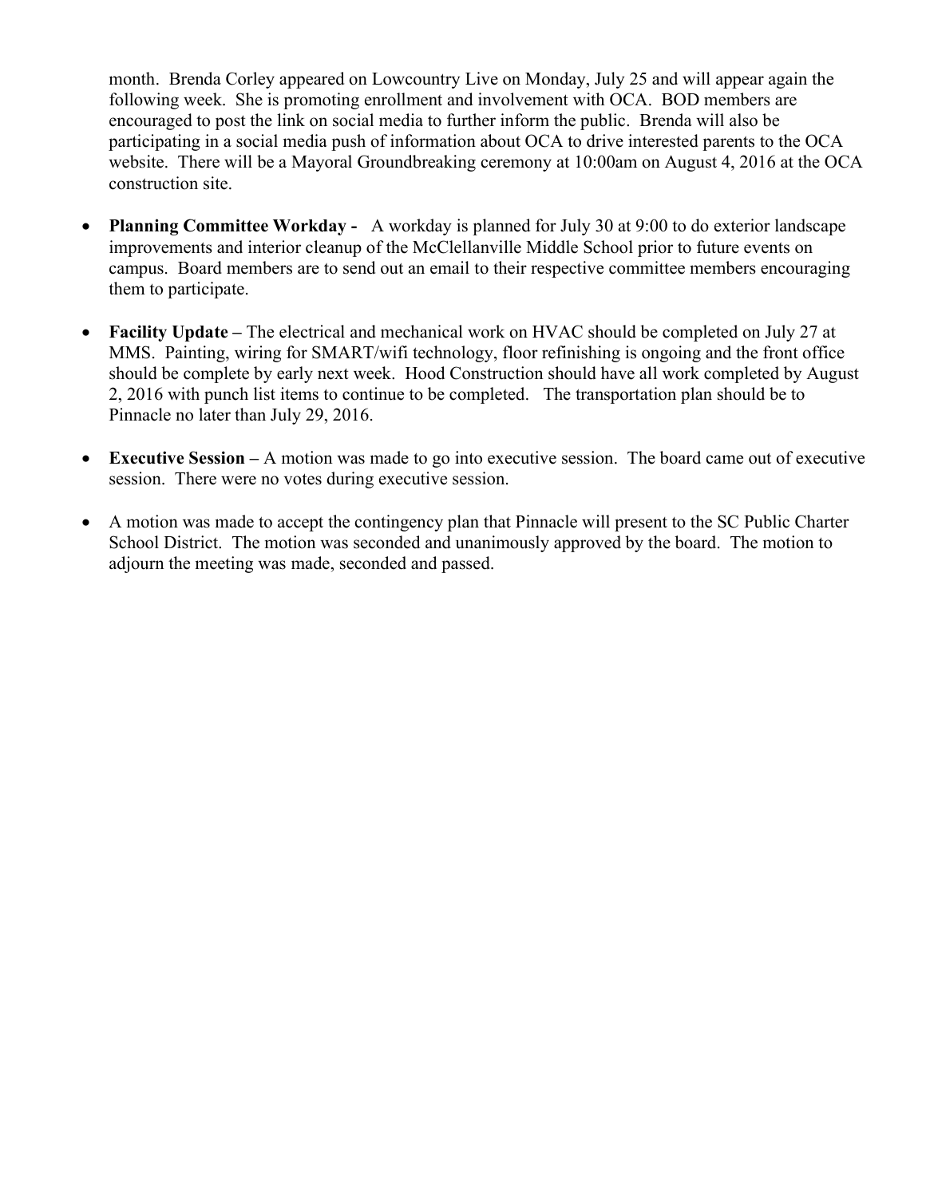month. Brenda Corley appeared on Lowcountry Live on Monday, July 25 and will appear again the following week. She is promoting enrollment and involvement with OCA. BOD members are encouraged to post the link on social media to further inform the public. Brenda will also be participating in a social media push of information about OCA to drive interested parents to the OCA website. There will be a Mayoral Groundbreaking ceremony at 10:00am on August 4, 2016 at the OCA construction site.

- **Planning Committee Workday -** A workday is planned for July 30 at 9:00 to do exterior landscape improvements and interior cleanup of the McClellanville Middle School prior to future events on campus. Board members are to send out an email to their respective committee members encouraging them to participate.

- **Facility Update –** The electrical and mechanical work on HVAC should be completed on July 27 at MMS. Painting, wiring for SMART/wifi technology, floor refinishing is ongoing and the front office should be complete by early next week. Hood Construction should have all work completed by August 2, 2016 with punch list items to continue to be completed. The transportation plan should be to Pinnacle no later than July 29, 2016.

- **Executive Session –** A motion was made to go into executive session. The board came out of executive session. There were no votes during executive session.

- A motion was made to accept the contingency plan that Pinnacle will present to the SC Public Charter School District. The motion was seconded and unanimously approved by the board. The motion to adjourn the meeting was made, seconded and passed.